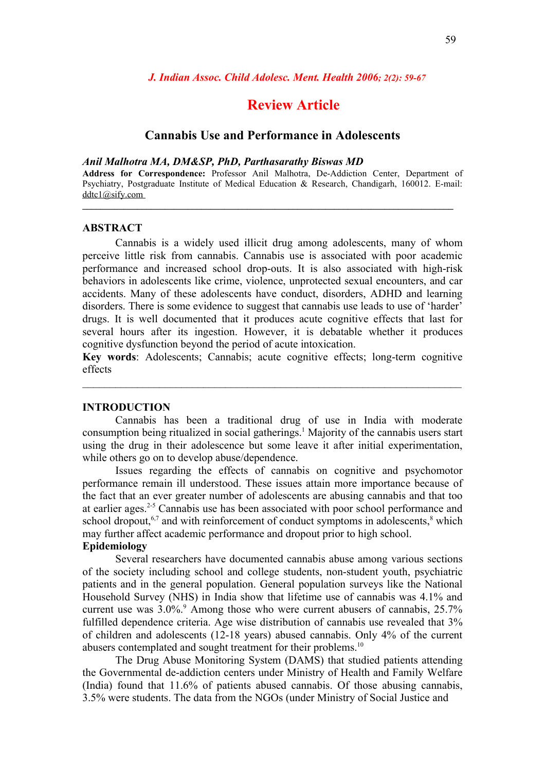## Review Article

# Cannabis Use and Performance in Adolescents

***Anil Malhotra MA, DM&SP, PhD, Parthasarathy Biswas MD***

**Address for Correspondence:** Professor Anil Malhotra, De-Addiction Center, Department of Psychiatry, Postgraduate Institute of Medical Education & Research, Chandigarh, 160012. E-mail: ddtc1@sify.com

---

## ABSTRACT

Cannabis is a widely used illicit drug among adolescents, many of whom perceive little risk from cannabis. Cannabis use is associated with poor academic performance and increased school drop-outs. It is also associated with high-risk behaviors in adolescents like crime, violence, unprotected sexual encounters, and car accidents. Many of these adolescents have conduct, disorders, ADHD and learning disorders. There is some evidence to suggest that cannabis use leads to use of 'harder' drugs. It is well documented that it produces acute cognitive effects that last for several hours after its ingestion. However, it is debatable whether it produces cognitive dysfunction beyond the period of acute intoxication.

**Key words**: Adolescents; Cannabis; acute cognitive effects; long-term cognitive effects

---

## INTRODUCTION

Cannabis has been a traditional drug of use in India with moderate consumption being ritualized in social gatherings.[1] Majority of the cannabis users start using the drug in their adolescence but some leave it after initial experimentation, while others go on to develop abuse/dependence.

Issues regarding the effects of cannabis on cognitive and psychomotor performance remain ill understood. These issues attain more importance because of the fact that an ever greater number of adolescents are abusing cannabis and that too at earlier ages.[2-5] Cannabis use has been associated with poor school performance and school dropout,[6,7] and with reinforcement of conduct symptoms in adolescents,[8] which may further affect academic performance and dropout prior to high school.

### Epidemiology

Several researchers have documented cannabis abuse among various sections of the society including school and college students, non-student youth, psychiatric patients and in the general population. General population surveys like the National Household Survey (NHS) in India show that lifetime use of cannabis was 4.1% and current use was 3.0%.[9] Among those who were current abusers of cannabis, 25.7% fulfilled dependence criteria. Age wise distribution of cannabis use revealed that 3% of children and adolescents (12-18 years) abused cannabis. Only 4% of the current abusers contemplated and sought treatment for their problems.[10]

The Drug Abuse Monitoring System (DAMS) that studied patients attending the Governmental de-addiction centers under Ministry of Health and Family Welfare (India) found that 11.6% of patients abused cannabis. Of those abusing cannabis, 3.5% were students. The data from the NGOs (under Ministry of Social Justice and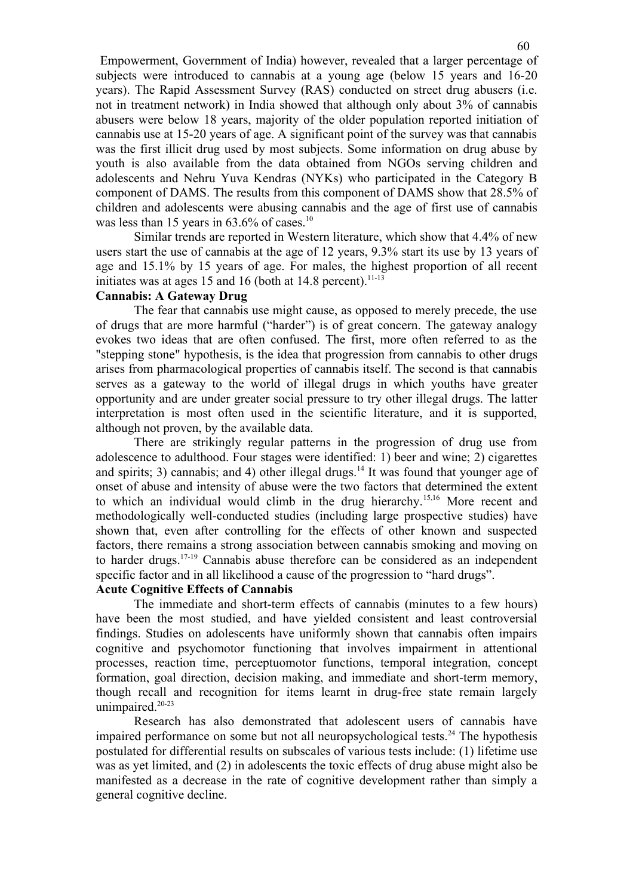Empowerment, Government of India) however, revealed that a larger percentage of subjects were introduced to cannabis at a young age (below 15 years and 16-20 years). The Rapid Assessment Survey (RAS) conducted on street drug abusers (i.e. not in treatment network) in India showed that although only about 3% of cannabis abusers were below 18 years, majority of the older population reported initiation of cannabis use at 15-20 years of age. A significant point of the survey was that cannabis was the first illicit drug used by most subjects. Some information on drug abuse by youth is also available from the data obtained from NGOs serving children and adolescents and Nehru Yuva Kendras (NYKs) who participated in the Category B component of DAMS. The results from this component of DAMS show that 28.5% of children and adolescents were abusing cannabis and the age of first use of cannabis was less than 15 years in 63.6% of cases.[10]

Similar trends are reported in Western literature, which show that 4.4% of new users start the use of cannabis at the age of 12 years, 9.3% start its use by 13 years of age and 15.1% by 15 years of age. For males, the highest proportion of all recent initiates was at ages 15 and 16 (both at 14.8 percent).[11-13]

**Cannabis: A Gateway Drug**

The fear that cannabis use might cause, as opposed to merely precede, the use of drugs that are more harmful ("harder") is of great concern. The gateway analogy evokes two ideas that are often confused. The first, more often referred to as the "stepping stone" hypothesis, is the idea that progression from cannabis to other drugs arises from pharmacological properties of cannabis itself. The second is that cannabis serves as a gateway to the world of illegal drugs in which youths have greater opportunity and are under greater social pressure to try other illegal drugs. The latter interpretation is most often used in the scientific literature, and it is supported, although not proven, by the available data.

There are strikingly regular patterns in the progression of drug use from adolescence to adulthood. Four stages were identified: 1) beer and wine; 2) cigarettes and spirits; 3) cannabis; and 4) other illegal drugs.[14] It was found that younger age of onset of abuse and intensity of abuse were the two factors that determined the extent to which an individual would climb in the drug hierarchy.[15,16] More recent and methodologically well-conducted studies (including large prospective studies) have shown that, even after controlling for the effects of other known and suspected factors, there remains a strong association between cannabis smoking and moving on to harder drugs.[17-19] Cannabis abuse therefore can be considered as an independent specific factor and in all likelihood a cause of the progression to "hard drugs".

**Acute Cognitive Effects of Cannabis**

The immediate and short-term effects of cannabis (minutes to a few hours) have been the most studied, and have yielded consistent and least controversial findings. Studies on adolescents have uniformly shown that cannabis often impairs cognitive and psychomotor functioning that involves impairment in attentional processes, reaction time, perceptuomotor functions, temporal integration, concept formation, goal direction, decision making, and immediate and short-term memory, though recall and recognition for items learnt in drug-free state remain largely unimpaired.[20-23]

Research has also demonstrated that adolescent users of cannabis have impaired performance on some but not all neuropsychological tests.[24] The hypothesis postulated for differential results on subscales of various tests include: (1) lifetime use was as yet limited, and (2) in adolescents the toxic effects of drug abuse might also be manifested as a decrease in the rate of cognitive development rather than simply a general cognitive decline.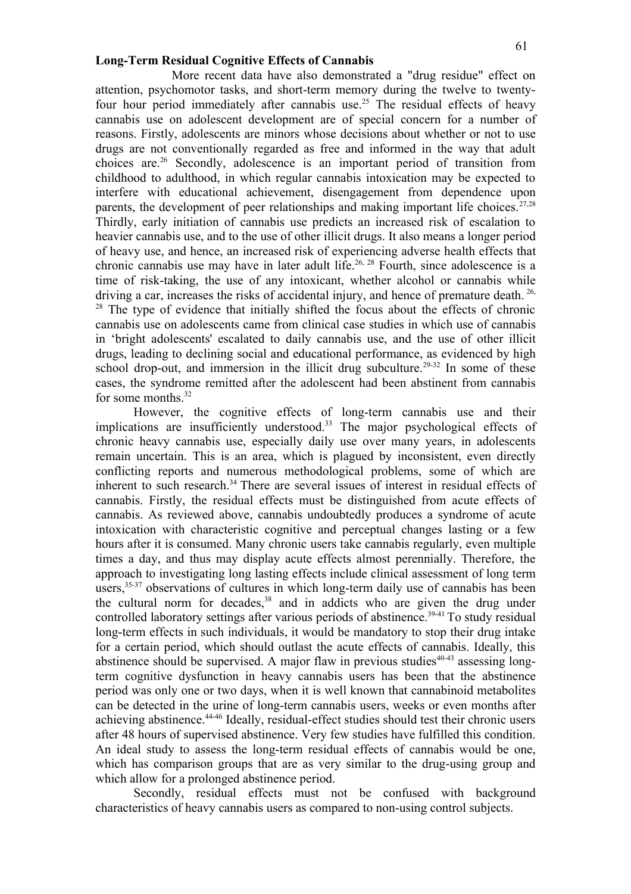## Long-Term Residual Cognitive Effects of Cannabis

More recent data have also demonstrated a "drug residue" effect on attention, psychomotor tasks, and short-term memory during the twelve to twenty-four hour period immediately after cannabis use.[25] The residual effects of heavy cannabis use on adolescent development are of special concern for a number of reasons. Firstly, adolescents are minors whose decisions about whether or not to use drugs are not conventionally regarded as free and informed in the way that adult choices are.[26] Secondly, adolescence is an important period of transition from childhood to adulthood, in which regular cannabis intoxication may be expected to interfere with educational achievement, disengagement from dependence upon parents, the development of peer relationships and making important life choices.[27,28] Thirdly, early initiation of cannabis use predicts an increased risk of escalation to heavier cannabis use, and to the use of other illicit drugs. It also means a longer period of heavy use, and hence, an increased risk of experiencing adverse health effects that chronic cannabis use may have in later adult life.[26, 28] Fourth, since adolescence is a time of risk-taking, the use of any intoxicant, whether alcohol or cannabis while driving a car, increases the risks of accidental injury, and hence of premature death.[26, 28] The type of evidence that initially shifted the focus about the effects of chronic cannabis use on adolescents came from clinical case studies in which use of cannabis in 'bright adolescents' escalated to daily cannabis use, and the use of other illicit drugs, leading to declining social and educational performance, as evidenced by high school drop-out, and immersion in the illicit drug subculture.[29-32] In some of these cases, the syndrome remitted after the adolescent had been abstinent from cannabis for some months.[32]

However, the cognitive effects of long-term cannabis use and their implications are insufficiently understood.[33] The major psychological effects of chronic heavy cannabis use, especially daily use over many years, in adolescents remain uncertain. This is an area, which is plagued by inconsistent, even directly conflicting reports and numerous methodological problems, some of which are inherent to such research.[34] There are several issues of interest in residual effects of cannabis. Firstly, the residual effects must be distinguished from acute effects of cannabis. As reviewed above, cannabis undoubtedly produces a syndrome of acute intoxication with characteristic cognitive and perceptual changes lasting or a few hours after it is consumed. Many chronic users take cannabis regularly, even multiple times a day, and thus may display acute effects almost perennially. Therefore, the approach to investigating long lasting effects include clinical assessment of long term users,[35-37] observations of cultures in which long-term daily use of cannabis has been the cultural norm for decades,[38] and in addicts who are given the drug under controlled laboratory settings after various periods of abstinence.[39-41] To study residual long-term effects in such individuals, it would be mandatory to stop their drug intake for a certain period, which should outlast the acute effects of cannabis. Ideally, this abstinence should be supervised. A major flaw in previous studies[40-43] assessing long-term cognitive dysfunction in heavy cannabis users has been that the abstinence period was only one or two days, when it is well known that cannabinoid metabolites can be detected in the urine of long-term cannabis users, weeks or even months after achieving abstinence.[44-46] Ideally, residual-effect studies should test their chronic users after 48 hours of supervised abstinence. Very few studies have fulfilled this condition. An ideal study to assess the long-term residual effects of cannabis would be one, which has comparison groups that are as very similar to the drug-using group and which allow for a prolonged abstinence period.

Secondly, residual effects must not be confused with background characteristics of heavy cannabis users as compared to non-using control subjects.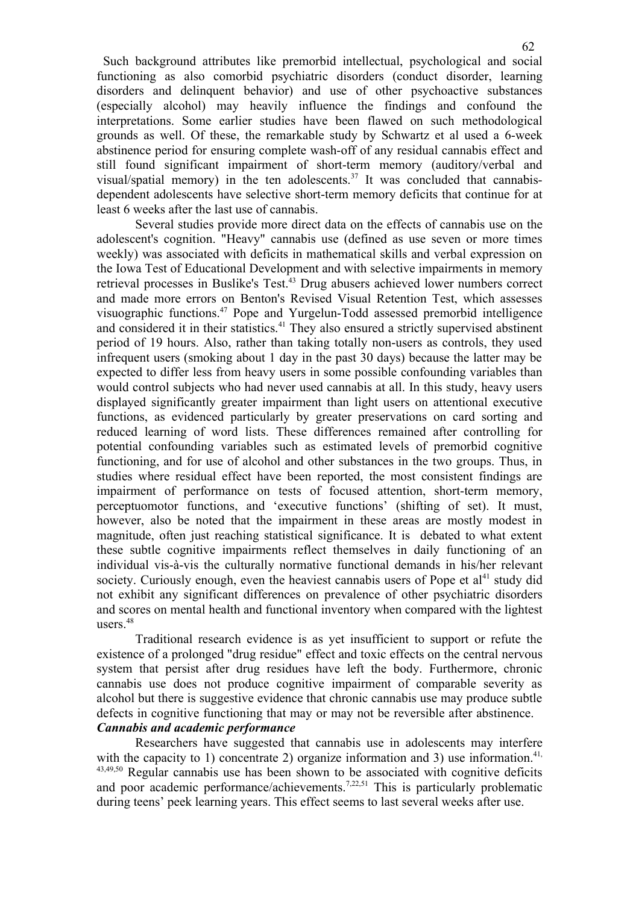Such background attributes like premorbid intellectual, psychological and social functioning as also comorbid psychiatric disorders (conduct disorder, learning disorders and delinquent behavior) and use of other psychoactive substances (especially alcohol) may heavily influence the findings and confound the interpretations. Some earlier studies have been flawed on such methodological grounds as well. Of these, the remarkable study by Schwartz et al used a 6-week abstinence period for ensuring complete wash-off of any residual cannabis effect and still found significant impairment of short-term memory (auditory/verbal and visual/spatial memory) in the ten adolescents.[37] It was concluded that cannabis-dependent adolescents have selective short-term memory deficits that continue for at least 6 weeks after the last use of cannabis.

Several studies provide more direct data on the effects of cannabis use on the adolescent's cognition. "Heavy" cannabis use (defined as use seven or more times weekly) was associated with deficits in mathematical skills and verbal expression on the Iowa Test of Educational Development and with selective impairments in memory retrieval processes in Buslike's Test.[43] Drug abusers achieved lower numbers correct and made more errors on Benton's Revised Visual Retention Test, which assesses visuographic functions.[47] Pope and Yurgelun-Todd assessed premorbid intelligence and considered it in their statistics.[41] They also ensured a strictly supervised abstinent period of 19 hours. Also, rather than taking totally non-users as controls, they used infrequent users (smoking about 1 day in the past 30 days) because the latter may be expected to differ less from heavy users in some possible confounding variables than would control subjects who had never used cannabis at all. In this study, heavy users displayed significantly greater impairment than light users on attentional executive functions, as evidenced particularly by greater preservations on card sorting and reduced learning of word lists. These differences remained after controlling for potential confounding variables such as estimated levels of premorbid cognitive functioning, and for use of alcohol and other substances in the two groups. Thus, in studies where residual effect have been reported, the most consistent findings are impairment of performance on tests of focused attention, short-term memory, perceptuomotor functions, and 'executive functions' (shifting of set). It must, however, also be noted that the impairment in these areas are mostly modest in magnitude, often just reaching statistical significance. It is debated to what extent these subtle cognitive impairments reflect themselves in daily functioning of an individual vis-à-vis the culturally normative functional demands in his/her relevant society. Curiously enough, even the heaviest cannabis users of Pope et al[41] study did not exhibit any significant differences on prevalence of other psychiatric disorders and scores on mental health and functional inventory when compared with the lightest users.[48]

Traditional research evidence is as yet insufficient to support or refute the existence of a prolonged "drug residue" effect and toxic effects on the central nervous system that persist after drug residues have left the body. Furthermore, chronic cannabis use does not produce cognitive impairment of comparable severity as alcohol but there is suggestive evidence that chronic cannabis use may produce subtle defects in cognitive functioning that may or may not be reversible after abstinence.

***Cannabis and academic performance***

Researchers have suggested that cannabis use in adolescents may interfere with the capacity to 1) concentrate 2) organize information and 3) use information.[41,43,49,50] Regular cannabis use has been shown to be associated with cognitive deficits and poor academic performance/achievements.[7,22,51] This is particularly problematic during teens' peek learning years. This effect seems to last several weeks after use.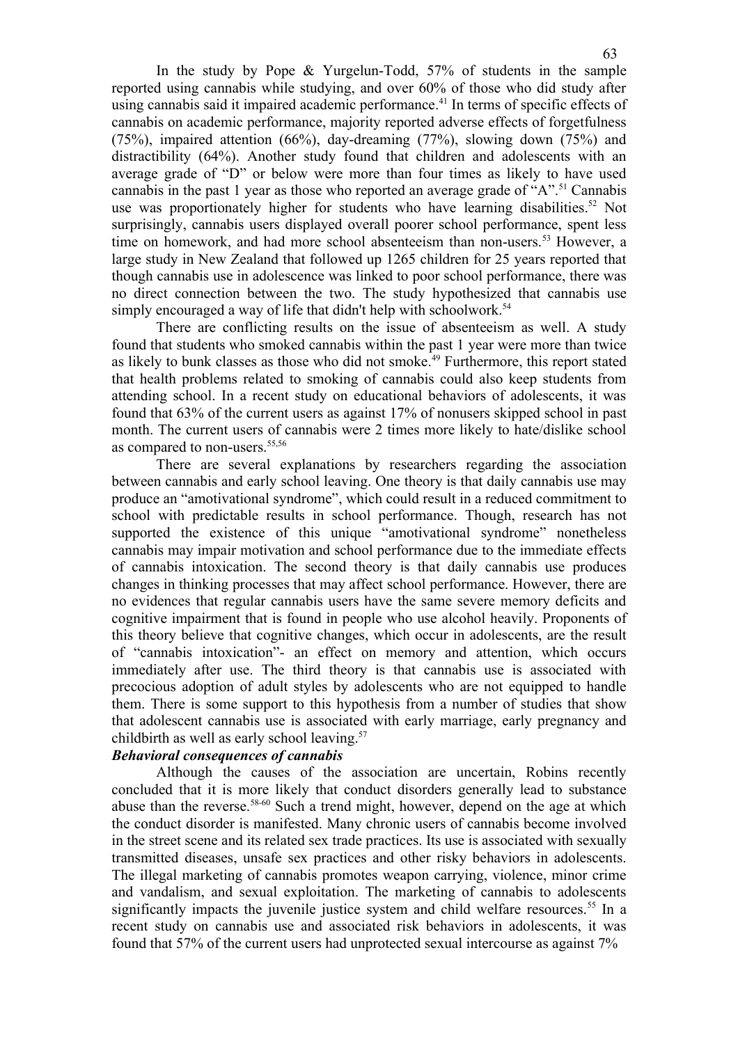In the study by Pope & Yurgelun-Todd, 57% of students in the sample reported using cannabis while studying, and over 60% of those who did study after using cannabis said it impaired academic performance.[41] In terms of specific effects of cannabis on academic performance, majority reported adverse effects of forgetfulness (75%), impaired attention (66%), day-dreaming (77%), slowing down (75%) and distractibility (64%). Another study found that children and adolescents with an average grade of "D" or below were more than four times as likely to have used cannabis in the past 1 year as those who reported an average grade of "A".[51] Cannabis use was proportionately higher for students who have learning disabilities.[52] Not surprisingly, cannabis users displayed overall poorer school performance, spent less time on homework, and had more school absenteeism than non-users.[53] However, a large study in New Zealand that followed up 1265 children for 25 years reported that though cannabis use in adolescence was linked to poor school performance, there was no direct connection between the two. The study hypothesized that cannabis use simply encouraged a way of life that didn't help with schoolwork.[54]

There are conflicting results on the issue of absenteeism as well. A study found that students who smoked cannabis within the past 1 year were more than twice as likely to bunk classes as those who did not smoke.[49] Furthermore, this report stated that health problems related to smoking of cannabis could also keep students from attending school. In a recent study on educational behaviors of adolescents, it was found that 63% of the current users as against 17% of nonusers skipped school in past month. The current users of cannabis were 2 times more likely to hate/dislike school as compared to non-users.[55,56]

There are several explanations by researchers regarding the association between cannabis and early school leaving. One theory is that daily cannabis use may produce an "amotivational syndrome", which could result in a reduced commitment to school with predictable results in school performance. Though, research has not supported the existence of this unique "amotivational syndrome" nonetheless cannabis may impair motivation and school performance due to the immediate effects of cannabis intoxication. The second theory is that daily cannabis use produces changes in thinking processes that may affect school performance. However, there are no evidences that regular cannabis users have the same severe memory deficits and cognitive impairment that is found in people who use alcohol heavily. Proponents of this theory believe that cognitive changes, which occur in adolescents, are the result of "cannabis intoxication"- an effect on memory and attention, which occurs immediately after use. The third theory is that cannabis use is associated with precocious adoption of adult styles by adolescents who are not equipped to handle them. There is some support to this hypothesis from a number of studies that show that adolescent cannabis use is associated with early marriage, early pregnancy and childbirth as well as early school leaving.[57]

***Behavioral consequences of cannabis***

Although the causes of the association are uncertain, Robins recently concluded that it is more likely that conduct disorders generally lead to substance abuse than the reverse.[58-60] Such a trend might, however, depend on the age at which the conduct disorder is manifested. Many chronic users of cannabis become involved in the street scene and its related sex trade practices. Its use is associated with sexually transmitted diseases, unsafe sex practices and other risky behaviors in adolescents. The illegal marketing of cannabis promotes weapon carrying, violence, minor crime and vandalism, and sexual exploitation. The marketing of cannabis to adolescents significantly impacts the juvenile justice system and child welfare resources.[55] In a recent study on cannabis use and associated risk behaviors in adolescents, it was found that 57% of the current users had unprotected sexual intercourse as against 7%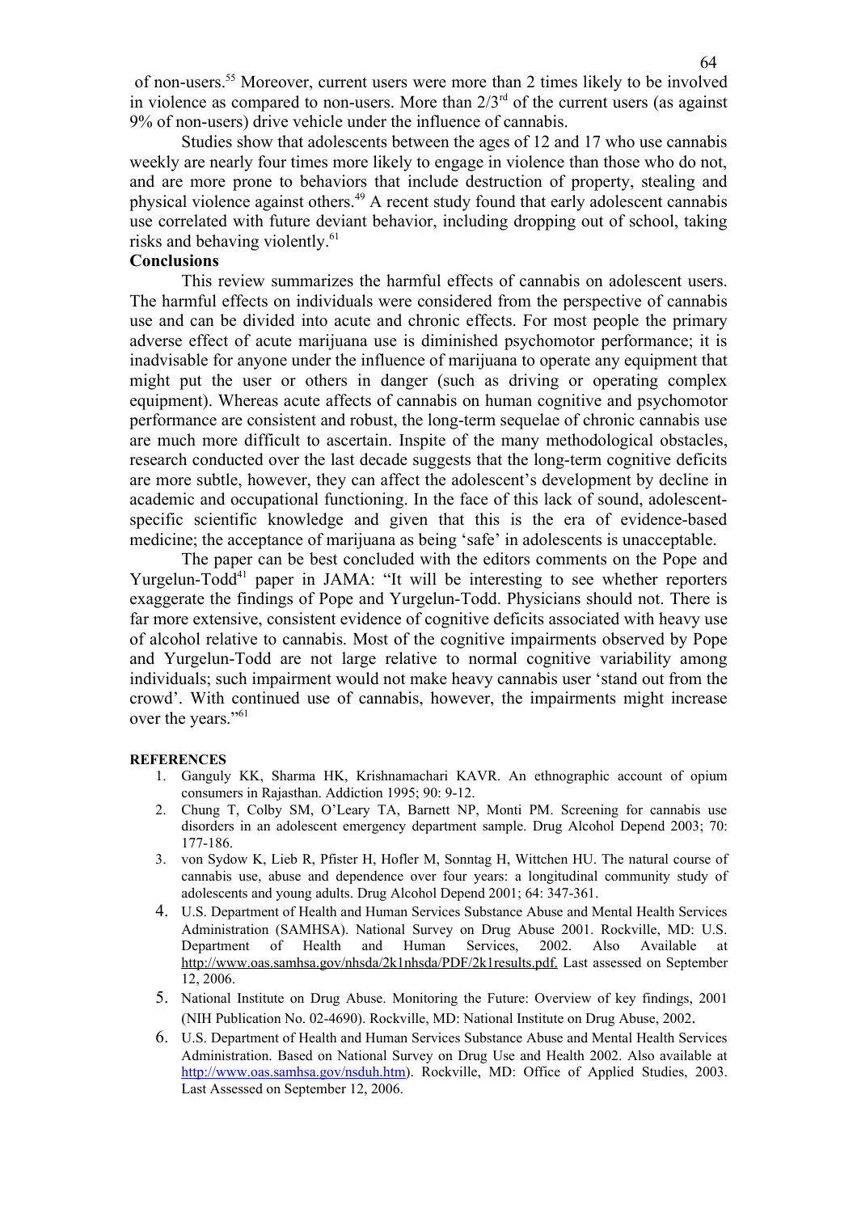of non-users.[55] Moreover, current users were more than 2 times likely to be involved in violence as compared to non-users. More than $2/3^{rd}$ of the current users (as against 9% of non-users) drive vehicle under the influence of cannabis.

Studies show that adolescents between the ages of 12 and 17 who use cannabis weekly are nearly four times more likely to engage in violence than those who do not, and are more prone to behaviors that include destruction of property, stealing and physical violence against others.[49] A recent study found that early adolescent cannabis use correlated with future deviant behavior, including dropping out of school, taking risks and behaving violently.[61]

**Conclusions**

This review summarizes the harmful effects of cannabis on adolescent users. The harmful effects on individuals were considered from the perspective of cannabis use and can be divided into acute and chronic effects. For most people the primary adverse effect of acute marijuana use is diminished psychomotor performance; it is inadvisable for anyone under the influence of marijuana to operate any equipment that might put the user or others in danger (such as driving or operating complex equipment). Whereas acute affects of cannabis on human cognitive and psychomotor performance are consistent and robust, the long-term sequelae of chronic cannabis use are much more difficult to ascertain. Inspite of the many methodological obstacles, research conducted over the last decade suggests that the long-term cognitive deficits are more subtle, however, they can affect the adolescent's development by decline in academic and occupational functioning. In the face of this lack of sound, adolescent-specific scientific knowledge and given that this is the era of evidence-based medicine; the acceptance of marijuana as being 'safe' in adolescents is unacceptable.

The paper can be best concluded with the editors comments on the Pope and Yurgelun-Todd[41] paper in JAMA: "It will be interesting to see whether reporters exaggerate the findings of Pope and Yurgelun-Todd. Physicians should not. There is far more extensive, consistent evidence of cognitive deficits associated with heavy use of alcohol relative to cannabis. Most of the cognitive impairments observed by Pope and Yurgelun-Todd are not large relative to normal cognitive variability among individuals; such impairment would not make heavy cannabis user 'stand out from the crowd'. With continued use of cannabis, however, the impairments might increase over the years."[61]

**REFERENCES**

1. Ganguly KK, Sharma HK, Krishnamachari KAVR. An ethnographic account of opium consumers in Rajasthan. Addiction 1995; 90: 9-12.
2. Chung T, Colby SM, O'Leary TA, Barnett NP, Monti PM. Screening for cannabis use disorders in an adolescent emergency department sample. Drug Alcohol Depend 2003; 70: 177-186.
3. von Sydow K, Lieb R, Pfister H, Hofler M, Sonntag H, Wittchen HU. The natural course of cannabis use, abuse and dependence over four years: a longitudinal community study of adolescents and young adults. Drug Alcohol Depend 2001; 64: 347-361.
4. U.S. Department of Health and Human Services Substance Abuse and Mental Health Services Administration (SAMHSA). National Survey on Drug Abuse 2001. Rockville, MD: U.S. Department of Health and Human Services, 2002. Also Available at http://www.oas.samhsa.gov/nhsda/2k1nhsda/PDF/2k1results.pdf. Last assessed on September 12, 2006.
5. National Institute on Drug Abuse. Monitoring the Future: Overview of key findings, 2001 (NIH Publication No. 02-4690). Rockville, MD: National Institute on Drug Abuse, 2002.
6. U.S. Department of Health and Human Services Substance Abuse and Mental Health Services Administration. Based on National Survey on Drug Use and Health 2002. Also available at http://www.oas.samhsa.gov/nsduh.htm). Rockville, MD: Office of Applied Studies, 2003. Last Assessed on September 12, 2006.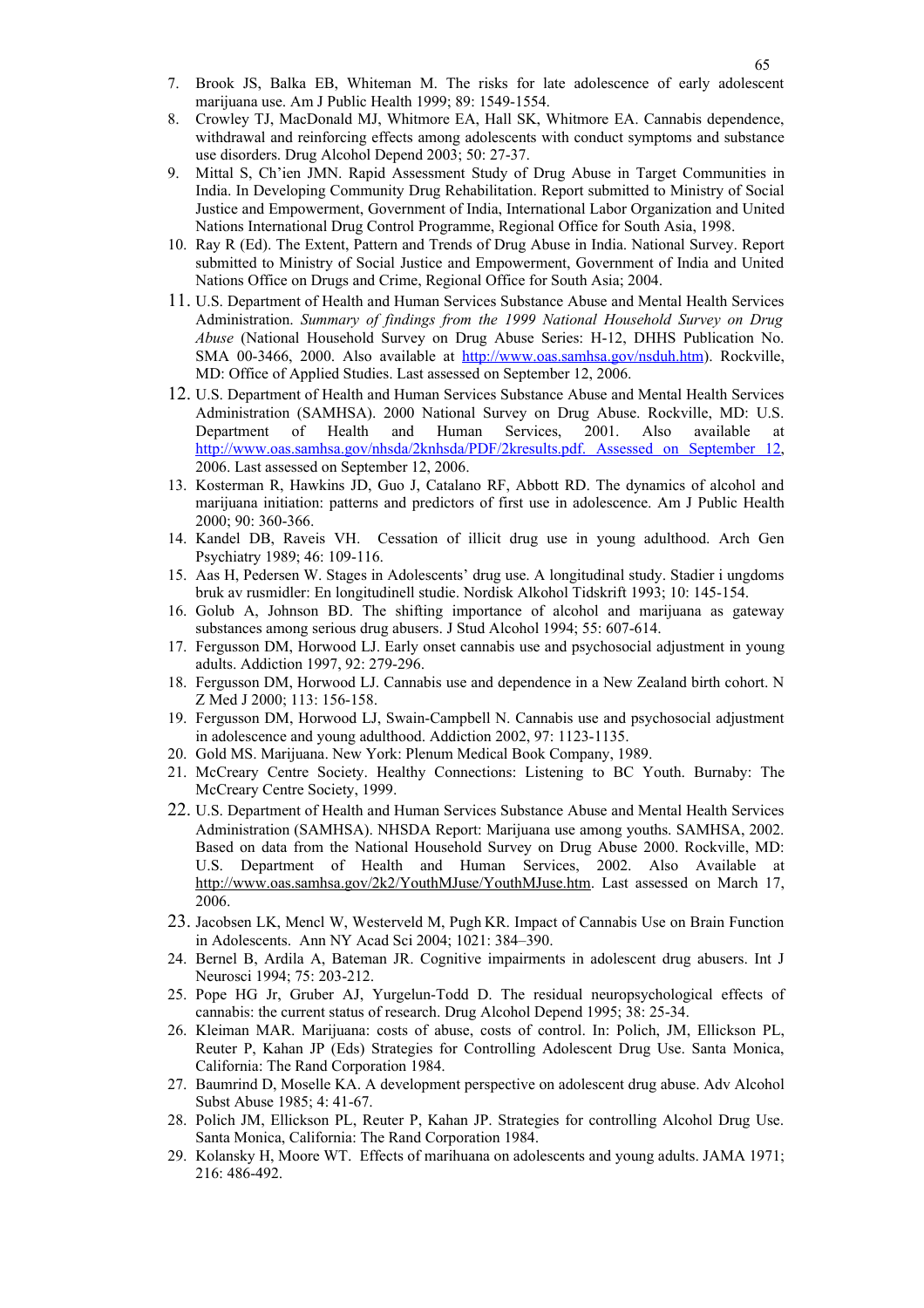7. Brook JS, Balka EB, Whiteman M. The risks for late adolescence of early adolescent marijuana use. Am J Public Health 1999; 89: 1549-1554.
8. Crowley TJ, MacDonald MJ, Whitmore EA, Hall SK, Whitmore EA. Cannabis dependence, withdrawal and reinforcing effects among adolescents with conduct symptoms and substance use disorders. Drug Alcohol Depend 2003; 50: 27-37.
9. Mittal S, Ch'ien JMN. Rapid Assessment Study of Drug Abuse in Target Communities in India. In Developing Community Drug Rehabilitation. Report submitted to Ministry of Social Justice and Empowerment, Government of India, International Labor Organization and United Nations International Drug Control Programme, Regional Office for South Asia, 1998.
10. Ray R (Ed). The Extent, Pattern and Trends of Drug Abuse in India. National Survey. Report submitted to Ministry of Social Justice and Empowerment, Government of India and United Nations Office on Drugs and Crime, Regional Office for South Asia; 2004.
11. U.S. Department of Health and Human Services Substance Abuse and Mental Health Services Administration. *Summary of findings from the 1999 National Household Survey on Drug Abuse* (National Household Survey on Drug Abuse Series: H-12, DHHS Publication No. SMA 00-3466, 2000. Also available at http://www.oas.samhsa.gov/nsduh.htm). Rockville, MD: Office of Applied Studies. Last assessed on September 12, 2006.
12. U.S. Department of Health and Human Services Substance Abuse and Mental Health Services Administration (SAMHSA). 2000 National Survey on Drug Abuse. Rockville, MD: U.S. Department of Health and Human Services, 2001. Also available at http://www.oas.samhsa.gov/nhsda/2knhsda/PDF/2kresults.pdf. Assessed on September 12, 2006. Last assessed on September 12, 2006.
13. Kosterman R, Hawkins JD, Guo J, Catalano RF, Abbott RD. The dynamics of alcohol and marijuana initiation: patterns and predictors of first use in adolescence. Am J Public Health 2000; 90: 360-366.
14. Kandel DB, Raveis VH. Cessation of illicit drug use in young adulthood. Arch Gen Psychiatry 1989; 46: 109-116.
15. Aas H, Pedersen W. Stages in Adolescents' drug use. A longitudinal study. Stadier i ungdoms bruk av rusmidler: En longitudinell studie. Nordisk Alkohol Tidskrift 1993; 10: 145-154.
16. Golub A, Johnson BD. The shifting importance of alcohol and marijuana as gateway substances among serious drug abusers. J Stud Alcohol 1994; 55: 607-614.
17. Fergusson DM, Horwood LJ. Early onset cannabis use and psychosocial adjustment in young adults. Addiction 1997, 92: 279-296.
18. Fergusson DM, Horwood LJ. Cannabis use and dependence in a New Zealand birth cohort. N Z Med J 2000; 113: 156-158.
19. Fergusson DM, Horwood LJ, Swain-Campbell N. Cannabis use and psychosocial adjustment in adolescence and young adulthood. Addiction 2002, 97: 1123-1135.
20. Gold MS. Marijuana. New York: Plenum Medical Book Company, 1989.
21. McCreary Centre Society. Healthy Connections: Listening to BC Youth. Burnaby: The McCreary Centre Society, 1999.
22. U.S. Department of Health and Human Services Substance Abuse and Mental Health Services Administration (SAMHSA). NHSDA Report: Marijuana use among youths. SAMHSA, 2002. Based on data from the National Household Survey on Drug Abuse 2000. Rockville, MD: U.S. Department of Health and Human Services, 2002. Also Available at http://www.oas.samhsa.gov/2k2/YouthMJuse/YouthMJuse.htm. Last assessed on March 17, 2006.
23. Jacobsen LK, Mencl W, Westerveld M, Pugh KR. Impact of Cannabis Use on Brain Function in Adolescents. Ann NY Acad Sci 2004; 1021: 384–390.
24. Bernel B, Ardila A, Bateman JR. Cognitive impairments in adolescent drug abusers. Int J Neurosci 1994; 75: 203-212.
25. Pope HG Jr, Gruber AJ, Yurgelun-Todd D. The residual neuropsychological effects of cannabis: the current status of research. Drug Alcohol Depend 1995; 38: 25-34.
26. Kleiman MAR. Marijuana: costs of abuse, costs of control. In: Polich, JM, Ellickson PL, Reuter P, Kahan JP (Eds) Strategies for Controlling Adolescent Drug Use. Santa Monica, California: The Rand Corporation 1984.
27. Baumrind D, Moselle KA. A development perspective on adolescent drug abuse. Adv Alcohol Subst Abuse 1985; 4: 41-67.
28. Polich JM, Ellickson PL, Reuter P, Kahan JP. Strategies for controlling Alcohol Drug Use. Santa Monica, California: The Rand Corporation 1984.
29. Kolansky H, Moore WT. Effects of marihuana on adolescents and young adults. JAMA 1971; 216: 486-492.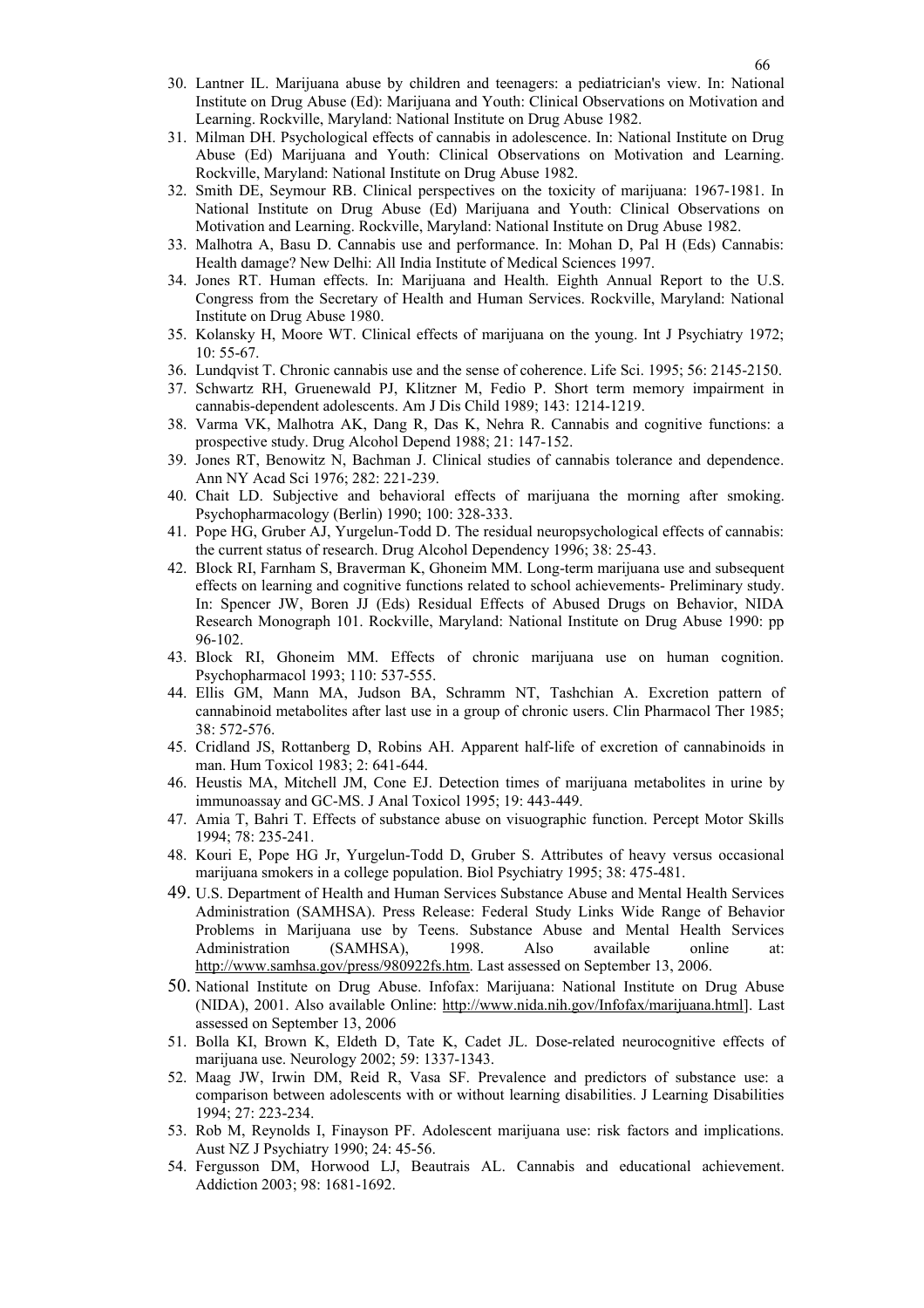30. Lantner IL. Marijuana abuse by children and teenagers: a pediatrician's view. In: National Institute on Drug Abuse (Ed): Marijuana and Youth: Clinical Observations on Motivation and Learning. Rockville, Maryland: National Institute on Drug Abuse 1982.
31. Milman DH. Psychological effects of cannabis in adolescence. In: National Institute on Drug Abuse (Ed) Marijuana and Youth: Clinical Observations on Motivation and Learning. Rockville, Maryland: National Institute on Drug Abuse 1982.
32. Smith DE, Seymour RB. Clinical perspectives on the toxicity of marijuana: 1967-1981. In National Institute on Drug Abuse (Ed) Marijuana and Youth: Clinical Observations on Motivation and Learning. Rockville, Maryland: National Institute on Drug Abuse 1982.
33. Malhotra A, Basu D. Cannabis use and performance. In: Mohan D, Pal H (Eds) Cannabis: Health damage? New Delhi: All India Institute of Medical Sciences 1997.
34. Jones RT. Human effects. In: Marijuana and Health. Eighth Annual Report to the U.S. Congress from the Secretary of Health and Human Services. Rockville, Maryland: National Institute on Drug Abuse 1980.
35. Kolansky H, Moore WT. Clinical effects of marijuana on the young. Int J Psychiatry 1972; 10: 55-67.
36. Lundqvist T. Chronic cannabis use and the sense of coherence. Life Sci. 1995; 56: 2145-2150.
37. Schwartz RH, Gruenewald PJ, Klitzner M, Fedio P. Short term memory impairment in cannabis-dependent adolescents. Am J Dis Child 1989; 143: 1214-1219.
38. Varma VK, Malhotra AK, Dang R, Das K, Nehra R. Cannabis and cognitive functions: a prospective study. Drug Alcohol Depend 1988; 21: 147-152.
39. Jones RT, Benowitz N, Bachman J. Clinical studies of cannabis tolerance and dependence. Ann NY Acad Sci 1976; 282: 221-239.
40. Chait LD. Subjective and behavioral effects of marijuana the morning after smoking. Psychopharmacology (Berlin) 1990; 100: 328-333.
41. Pope HG, Gruber AJ, Yurgelun-Todd D. The residual neuropsychological effects of cannabis: the current status of research. Drug Alcohol Dependency 1996; 38: 25-43.
42. Block RI, Farnham S, Braverman K, Ghoneim MM. Long-term marijuana use and subsequent effects on learning and cognitive functions related to school achievements- Preliminary study. In: Spencer JW, Boren JJ (Eds) Residual Effects of Abused Drugs on Behavior, NIDA Research Monograph 101. Rockville, Maryland: National Institute on Drug Abuse 1990: pp 96-102.
43. Block RI, Ghoneim MM. Effects of chronic marijuana use on human cognition. Psychopharmacol 1993; 110: 537-555.
44. Ellis GM, Mann MA, Judson BA, Schramm NT, Tashchian A. Excretion pattern of cannabinoid metabolites after last use in a group of chronic users. Clin Pharmacol Ther 1985; 38: 572-576.
45. Cridland JS, Rottanberg D, Robins AH. Apparent half-life of excretion of cannabinoids in man. Hum Toxicol 1983; 2: 641-644.
46. Heustis MA, Mitchell JM, Cone EJ. Detection times of marijuana metabolites in urine by immunoassay and GC-MS. J Anal Toxicol 1995; 19: 443-449.
47. Amia T, Bahri T. Effects of substance abuse on visuographic function. Percept Motor Skills 1994; 78: 235-241.
48. Kouri E, Pope HG Jr, Yurgelun-Todd D, Gruber S. Attributes of heavy versus occasional marijuana smokers in a college population. Biol Psychiatry 1995; 38: 475-481.
49. U.S. Department of Health and Human Services Substance Abuse and Mental Health Services Administration (SAMHSA). Press Release: Federal Study Links Wide Range of Behavior Problems in Marijuana use by Teens. Substance Abuse and Mental Health Services Administration (SAMHSA), 1998. Also available online at: http://www.samhsa.gov/press/980922fs.htm. Last assessed on September 13, 2006.
50. National Institute on Drug Abuse. Infofax: Marijuana: National Institute on Drug Abuse (NIDA), 2001. Also available Online: http://www.nida.nih.gov/Infofax/marijuana.html]. Last assessed on September 13, 2006
51. Bolla KI, Brown K, Eldeth D, Tate K, Cadet JL. Dose-related neurocognitive effects of marijuana use. Neurology 2002; 59: 1337-1343.
52. Maag JW, Irwin DM, Reid R, Vasa SF. Prevalence and predictors of substance use: a comparison between adolescents with or without learning disabilities. J Learning Disabilities 1994; 27: 223-234.
53. Rob M, Reynolds I, Finayson PF. Adolescent marijuana use: risk factors and implications. Aust NZ J Psychiatry 1990; 24: 45-56.
54. Fergusson DM, Horwood LJ, Beautrais AL. Cannabis and educational achievement. Addiction 2003; 98: 1681-1692.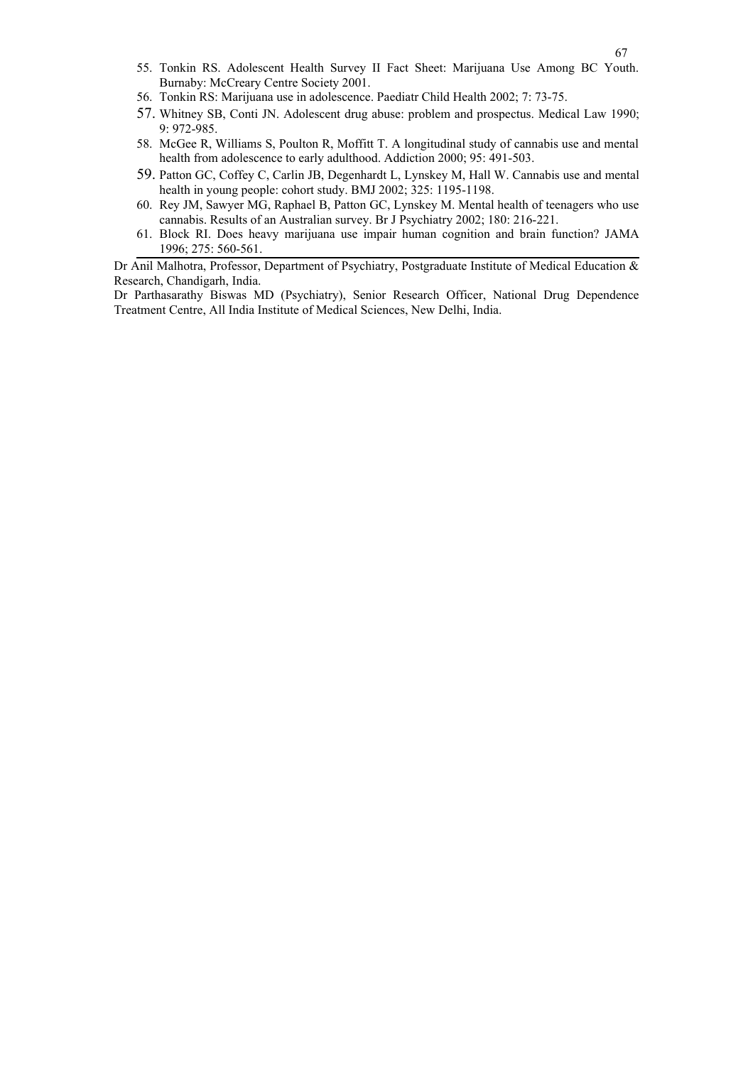55. Tonkin RS. Adolescent Health Survey II Fact Sheet: Marijuana Use Among BC Youth. Burnaby: McCreary Centre Society 2001.
56. Tonkin RS: Marijuana use in adolescence. Paediatr Child Health 2002; 7: 73-75.
57. Whitney SB, Conti JN. Adolescent drug abuse: problem and prospectus. Medical Law 1990; 9: 972-985.
58. McGee R, Williams S, Poulton R, Moffitt T. A longitudinal study of cannabis use and mental health from adolescence to early adulthood. Addiction 2000; 95: 491-503.
59. Patton GC, Coffey C, Carlin JB, Degenhardt L, Lynskey M, Hall W. Cannabis use and mental health in young people: cohort study. BMJ 2002; 325: 1195-1198.
60. Rey JM, Sawyer MG, Raphael B, Patton GC, Lynskey M. Mental health of teenagers who use cannabis. Results of an Australian survey. Br J Psychiatry 2002; 180: 216-221.
61. Block RI. Does heavy marijuana use impair human cognition and brain function? JAMA 1996; 275: 560-561.

---

Dr Anil Malhotra, Professor, Department of Psychiatry, Postgraduate Institute of Medical Education & Research, Chandigarh, India.

Dr Parthasarathy Biswas MD (Psychiatry), Senior Research Officer, National Drug Dependence Treatment Centre, All India Institute of Medical Sciences, New Delhi, India.